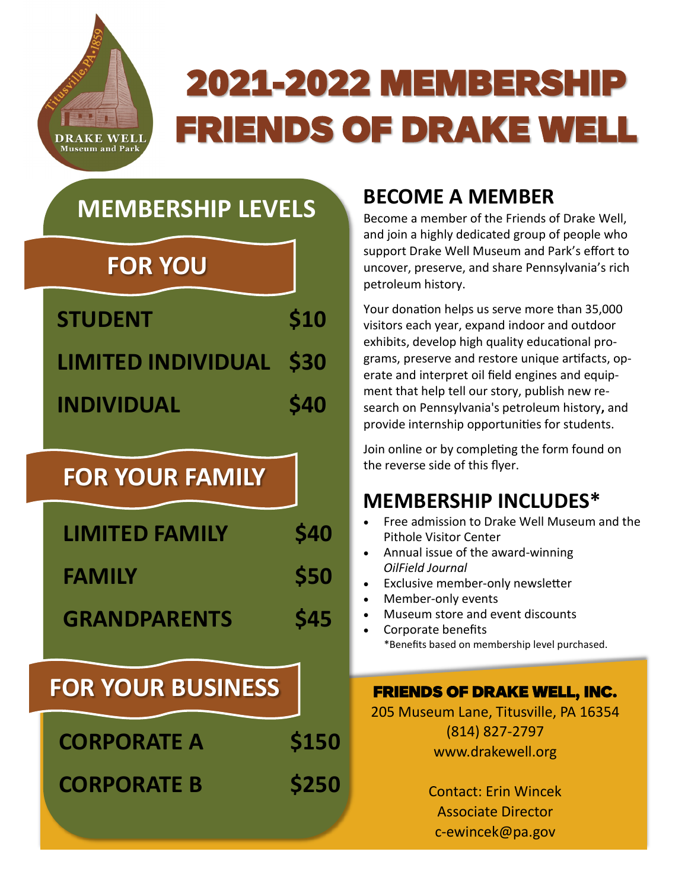# 2021-2022 MEMBERSHIP FRIENDS OF DRAKE WELL

## MEMBERSHIP LEVELS

### FOR YOU

| | |
|---|---|
| STUDENT | $10 |
| LIMITED INDIVIDUAL | $30 |
| INDIVIDUAL | $40 |

### FOR YOUR FAMILY

| | |
|---|---|
| LIMITED FAMILY | $40 |
| FAMILY | $50 |
| GRANDPARENTS | $45 |

### FOR YOUR BUSINESS

| | |
|---|---|
| CORPORATE A | $150 |
| CORPORATE B | $250 |

## BECOME A MEMBER

Become a member of the Friends of Drake Well, and join a highly dedicated group of people who support Drake Well Museum and Park's effort to uncover, preserve, and share Pennsylvania's rich petroleum history.

Your donation helps us serve more than 35,000 visitors each year, expand indoor and outdoor exhibits, develop high quality educational programs, preserve and restore unique artifacts, operate and interpret oil field engines and equipment that help tell our story, publish new research on Pennsylvania's petroleum history, and provide internship opportunities for students.

Join online or by completing the form found on the reverse side of this flyer.

## MEMBERSHIP INCLUDES*

- Free admission to Drake Well Museum and the Pithole Visitor Center
- Annual issue of the award-winning *OilField Journal*
- Exclusive member-only newsletter
- Member-only events
- Museum store and event discounts
- Corporate benefits

*Benefits based on membership level purchased.

**FRIENDS OF DRAKE WELL, INC.**
205 Museum Lane, Titusville, PA 16354
(814) 827-2797
www.drakewell.org

Contact: Erin Wincek
Associate Director
c-ewincek@pa.gov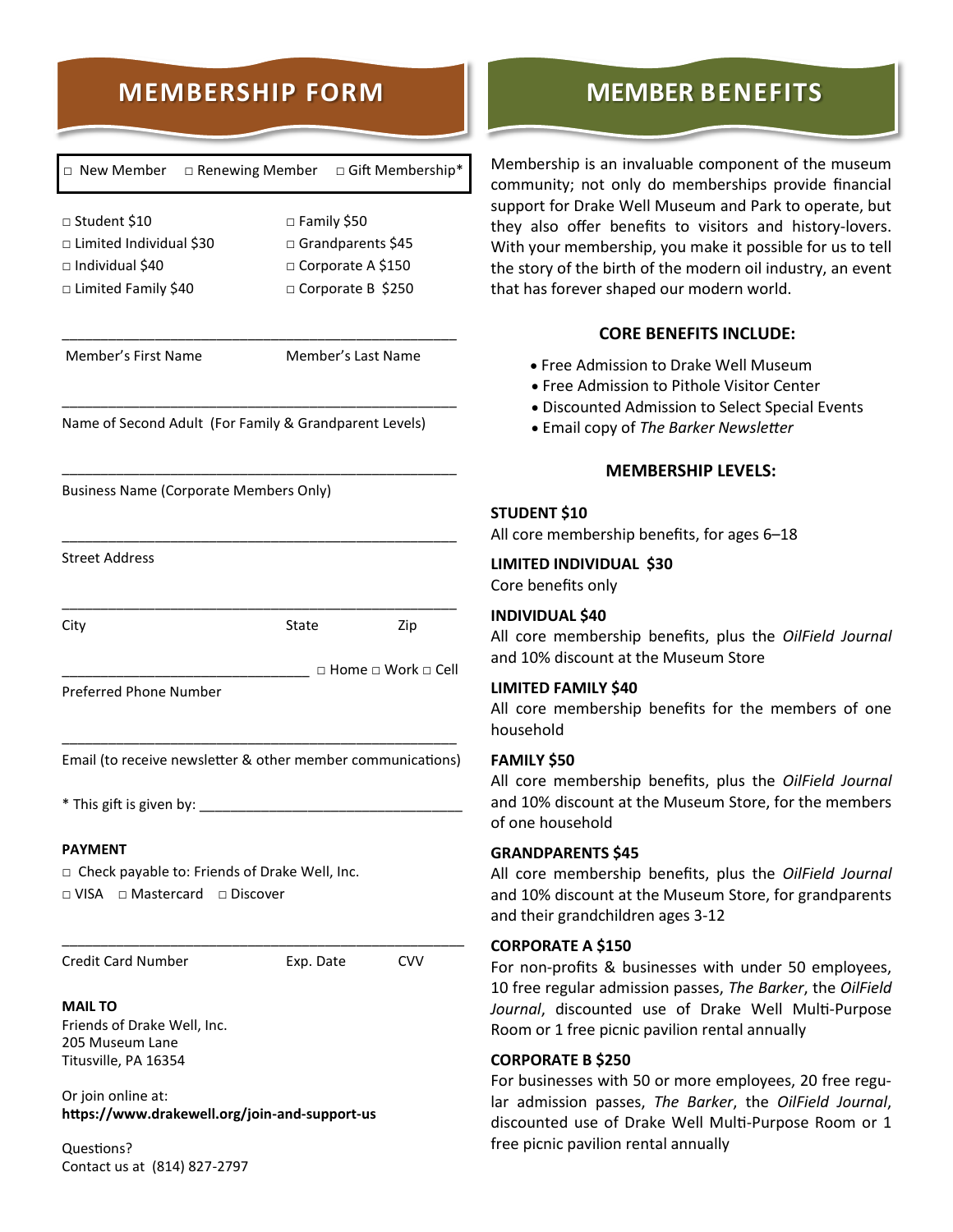## MEMBERSHIP FORM

□ New Member □ Renewing Member □ Gift Membership*

□ Student $10
□ Limited Individual $30
□ Individual $40
□ Limited Family $40
□ Family $50
□ Grandparents $45
□ Corporate A $150
□ Corporate B $250

\_\_\_\_\_\_\_\_\_\_\_\_\_\_\_\_\_\_\_\_\_\_\_\_\_\_\_\_\_\_\_\_\_\_\_\_\_\_\_\_\_\_\_\_\_\_\_\_\_\_\_\_
Member's First Name Member's Last Name

\_\_\_\_\_\_\_\_\_\_\_\_\_\_\_\_\_\_\_\_\_\_\_\_\_\_\_\_\_\_\_\_\_\_\_\_\_\_\_\_\_\_\_\_\_\_\_\_\_\_\_\_
Name of Second Adult (For Family & Grandparent Levels)

\_\_\_\_\_\_\_\_\_\_\_\_\_\_\_\_\_\_\_\_\_\_\_\_\_\_\_\_\_\_\_\_\_\_\_\_\_\_\_\_\_\_\_\_\_\_\_\_\_\_\_\_
Business Name (Corporate Members Only)

\_\_\_\_\_\_\_\_\_\_\_\_\_\_\_\_\_\_\_\_\_\_\_\_\_\_\_\_\_\_\_\_\_\_\_\_\_\_\_\_\_\_\_\_\_\_\_\_\_\_\_\_
Street Address

\_\_\_\_\_\_\_\_\_\_\_\_\_\_\_\_\_\_\_\_\_\_\_\_\_\_\_\_\_\_\_\_\_\_\_\_\_\_\_\_\_\_\_\_\_\_\_\_\_\_\_\_
City State Zip

\_\_\_\_\_\_\_\_\_\_\_\_\_\_\_\_\_\_\_\_\_\_\_\_\_\_\_\_\_\_\_\_ □ Home □ Work □ Cell
Preferred Phone Number

\_\_\_\_\_\_\_\_\_\_\_\_\_\_\_\_\_\_\_\_\_\_\_\_\_\_\_\_\_\_\_\_\_\_\_\_\_\_\_\_\_\_\_\_\_\_\_\_\_\_\_\_
Email (to receive newsletter & other member communications)

* This gift is given by: \_\_\_\_\_\_\_\_\_\_\_\_\_\_\_\_\_\_\_\_\_\_\_\_\_\_\_\_\_\_\_\_\_\_\_

**PAYMENT**

□ Check payable to: Friends of Drake Well, Inc.
□ VISA □ Mastercard □ Discover

\_\_\_\_\_\_\_\_\_\_\_\_\_\_\_\_\_\_\_\_\_\_\_\_\_\_\_\_\_\_\_\_\_\_\_\_\_\_\_\_\_\_\_\_\_\_\_\_\_\_\_\_
Credit Card Number Exp. Date CVV

**MAIL TO**
Friends of Drake Well, Inc.
205 Museum Lane
Titusville, PA 16354

Or join online at:
**https://www.drakewell.org/join-and-support-us**

Questions?
Contact us at (814) 827-2797

## MEMBER BENEFITS

Membership is an invaluable component of the museum community; not only do memberships provide financial support for Drake Well Museum and Park to operate, but they also offer benefits to visitors and history-lovers. With your membership, you make it possible for us to tell the story of the birth of the modern oil industry, an event that has forever shaped our modern world.

### CORE BENEFITS INCLUDE:

- Free Admission to Drake Well Museum
- Free Admission to Pithole Visitor Center
- Discounted Admission to Select Special Events
- Email copy of *The Barker Newsletter*

### MEMBERSHIP LEVELS:

**STUDENT $10**
All core membership benefits, for ages 6–18

**LIMITED INDIVIDUAL $30**
Core benefits only

**INDIVIDUAL $40**
All core membership benefits, plus the *OilField Journal* and 10% discount at the Museum Store

**LIMITED FAMILY $40**
All core membership benefits for the members of one household

**FAMILY $50**
All core membership benefits, plus the *OilField Journal* and 10% discount at the Museum Store, for the members of one household

**GRANDPARENTS $45**
All core membership benefits, plus the *OilField Journal* and 10% discount at the Museum Store, for grandparents and their grandchildren ages 3-12

**CORPORATE A $150**
For non-profits & businesses with under 50 employees, 10 free regular admission passes, *The Barker*, the *OilField Journal*, discounted use of Drake Well Multi-Purpose Room or 1 free picnic pavilion rental annually

**CORPORATE B $250**
For businesses with 50 or more employees, 20 free regular admission passes, *The Barker*, the *OilField Journal*, discounted use of Drake Well Multi-Purpose Room or 1 free picnic pavilion rental annually